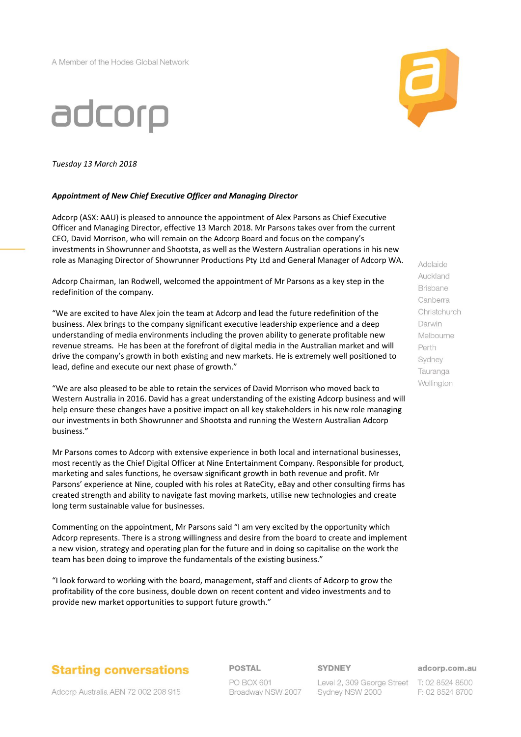A Member of the Hodes Global Network

adcorp

*Tuesday 13 March 2018*

***Appointment of New Chief Executive Officer and Managing Director***

Adcorp (ASX: AAU) is pleased to announce the appointment of Alex Parsons as Chief Executive Officer and Managing Director, effective 13 March 2018. Mr Parsons takes over from the current CEO, David Morrison, who will remain on the Adcorp Board and focus on the company's investments in Showrunner and Shootsta, as well as the Western Australian operations in his new role as Managing Director of Showrunner Productions Pty Ltd and General Manager of Adcorp WA.

Adcorp Chairman, Ian Rodwell, welcomed the appointment of Mr Parsons as a key step in the redefinition of the company.

"We are excited to have Alex join the team at Adcorp and lead the future redefinition of the business. Alex brings to the company significant executive leadership experience and a deep understanding of media environments including the proven ability to generate profitable new revenue streams. He has been at the forefront of digital media in the Australian market and will drive the company's growth in both existing and new markets. He is extremely well positioned to lead, define and execute our next phase of growth."

"We are also pleased to be able to retain the services of David Morrison who moved back to Western Australia in 2016. David has a great understanding of the existing Adcorp business and will help ensure these changes have a positive impact on all key stakeholders in his new role managing our investments in both Showrunner and Shootsta and running the Western Australian Adcorp business."

Mr Parsons comes to Adcorp with extensive experience in both local and international businesses, most recently as the Chief Digital Officer at Nine Entertainment Company. Responsible for product, marketing and sales functions, he oversaw significant growth in both revenue and profit. Mr Parsons' experience at Nine, coupled with his roles at RateCity, eBay and other consulting firms has created strength and ability to navigate fast moving markets, utilise new technologies and create long term sustainable value for businesses.

Commenting on the appointment, Mr Parsons said "I am very excited by the opportunity which Adcorp represents. There is a strong willingness and desire from the board to create and implement a new vision, strategy and operating plan for the future and in doing so capitalise on the work the team has been doing to improve the fundamentals of the existing business."

"I look forward to working with the board, management, staff and clients of Adcorp to grow the profitability of the core business, double down on recent content and video investments and to provide new market opportunities to support future growth."

Adelaide
Auckland
Brisbane
Canberra
Christchurch
Darwin
Melbourne
Perth
Sydney
Tauranga
Wellington

**Starting conversations**

Adcorp Australia ABN 72 002 208 915

**POSTAL**
PO BOX 601
Broadway NSW 2007

**SYDNEY**
Level 2, 309 George Street
Sydney NSW 2000

**adcorp.com.au**
T: 02 8524 8500
F: 02 8524 8700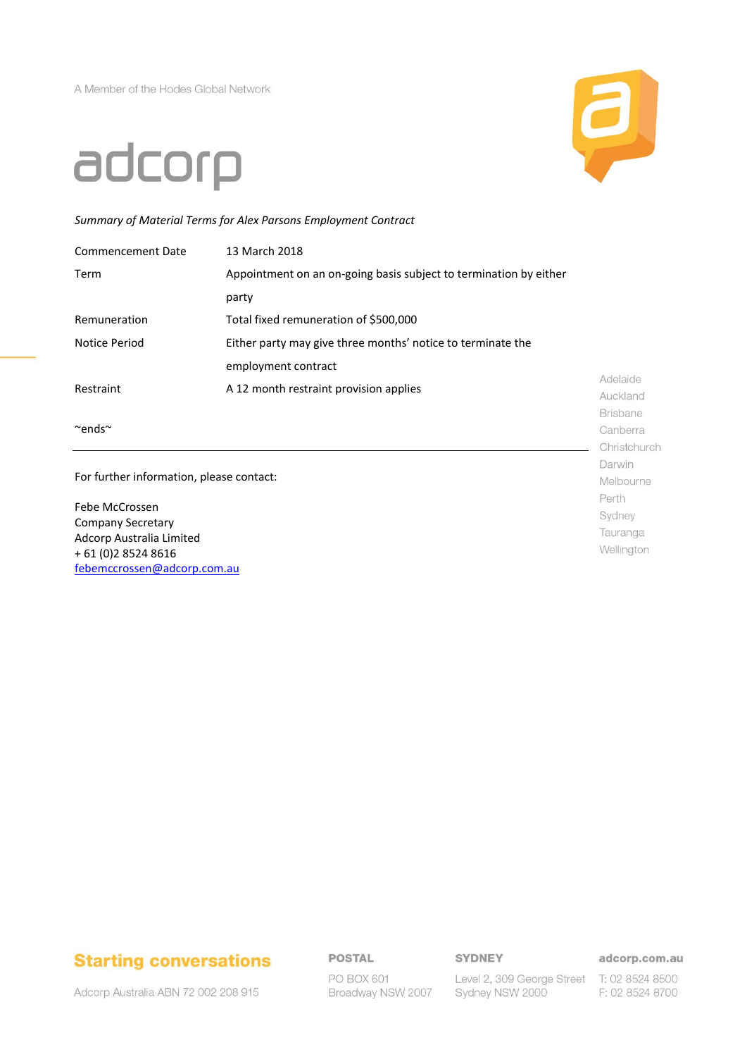*Summary of Material Terms for Alex Parsons Employment Contract*

| | |
|---|---|
| Commencement Date | 13 March 2018 |
| Term | Appointment on an on-going basis subject to termination by either party |
| Remuneration | Total fixed remuneration of $500,000 |
| Notice Period | Either party may give three months' notice to terminate the employment contract |
| Restraint | A 12 month restraint provision applies |

~ends~

---

For further information, please contact:

Febe McCrossen
Company Secretary
Adcorp Australia Limited
+ 61 (0)2 8524 8616
febemccrossen@adcorp.com.au